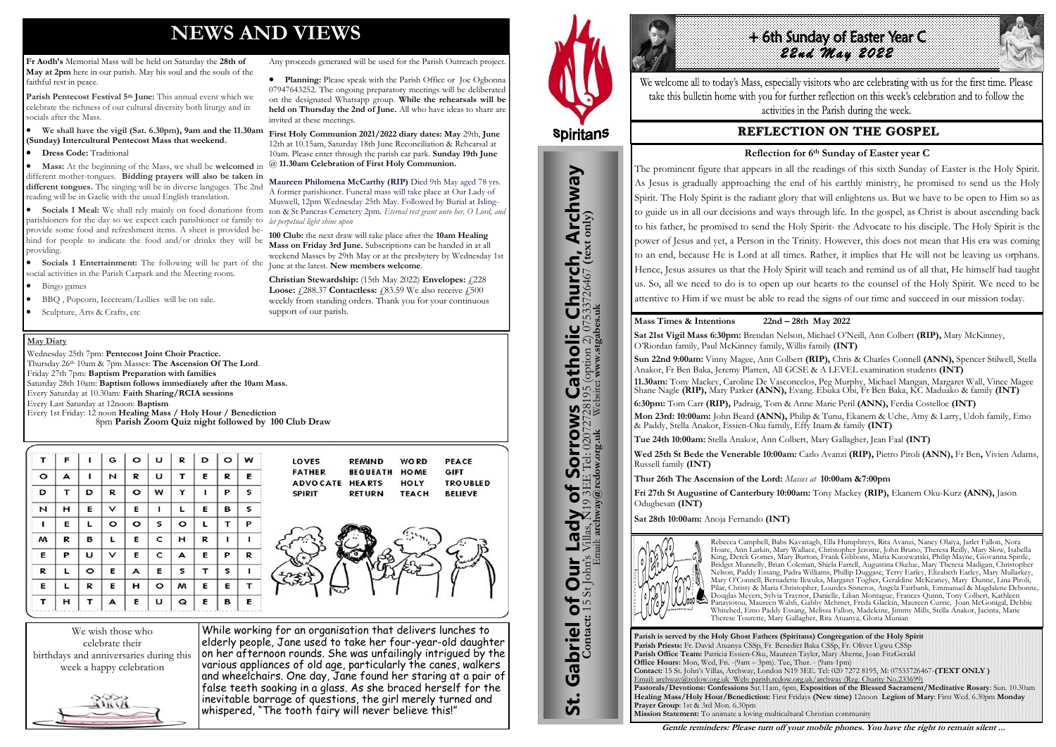# NEWS AND VIEWS

**Fr Aodh's** Memorial Mass will be held on Saturday the **28th of May at 2pm** here in our parish. May his soul and the souls of the faithful rest in peace.

**Parish Pentecost Festival 5th June:** This annual event which we celebrate the richness of our cultural diversity both liturgy and in socials after the Mass.

- **We shall have the vigil (Sat. 6.30pm), 9am and the 11.30am (Sunday) Intercultural Pentecost Mass that weekend.**
- **Dress Code:** Traditional
- **Mass:** At the beginning of the Mass, we shall be **welcomed** in different mother-tongues. **Bidding prayers will also be taken in different tongues.** The singing will be in diverse languages. The 2nd reading will be in Gaelic with the usual English translation.
- **Socials 1 Meal:** We shall rely mainly on food donations from parishioners for the day so we expect each parishioner or family to provide some food and refreshment items. A sheet is provided behind for people to indicate the food and/or drinks they will be providing.
- **Socials 1 Entertainment:** The following will be part of the social activities in the Parish Carpark and the Meeting room.
- Bingo games
- BBQ , Popcorn, Icecream/Lollies will be on sale.
- Sculpture, Arts & Crafts, etc

Any proceeds generated will be used for the Parish Outreach project.

- **Planning:** Please speak with the Parish Office or Joe Ogbonna 07947643252. The ongoing preparatory meetings will be deliberated on the designated Whatsapp group. **While the rehearsals will be held on Thursday the 2nd of June.** All who have ideas to share are invited at these meetings.

**First Holy Communion 2021/2022 diary dates: May** 29th, **June** 12th at 10.15am, Saturday 18th June Reconciliation & Rehearsal at 10am. Please enter through the parish car park. **Sunday 19th June @ 11.30am Celebration of First Holy Communion.**

**Maureen Philomena McCarthy (RIP)** Died 9th May aged 78 yrs. A former parishioner. Funeral mass will take place at Our Lady of Muswell, 12pm Wednesday 25th May. Followed by Burial at Islington & St Pancras Cemetery 2pm. *Eternal rest grant unto her, O Lord, and let perpetual light shine upon*

**100 Club:** the next draw will take place after the **10am Healing Mass on Friday 3rd June.** Subscriptions can be handed in at all weekend Masses by 29th May or at the presbytery by Wednesday 1st June at the latest. **New members welcome**.

**Christian Stewardship:** (15th May 2022) **Envelopes:** £228 **Loose:** £288.37 **Contactless:** £83.59 We also receive £500 weekly from standing orders. Thank you for your continuous support of our parish.

**May Diary**

Wednesday 25th 7pm: **Pentecost Joint Choir Practice.**
Thursday 26th 10am & 7pm Masses: **The Ascension Of The Lord**.
Friday 27th 7pm: **Baptism Preparation with families**
Saturday 28th 10am: **Baptism follows immediately after the 10am Mass.**
Every Saturday at 10.30am: **Faith Sharing/RCIA sessions**
Every Last Saturday at 12noon: **Baptism**
Every 1st Friday: 12 noon **Healing Mass / Holy Hour / Benediction**
8pm **Parish Zoom Quiz night followed by 100 Club Draw**

| T | F | I | G | O | U | R | D | O | W |
|---|---|---|---|---|---|---|---|---|---|
| O | A | I | N | R | U | T | E | R | E |
| D | T | D | R | O | W | Y | I | P | S |
| N | H | E | V | E | I | L | E | B | S |
| I | E | L | O | O | S | O | L | T | P |
| M | R | B | L | E | C | H | R | I | I |
| E | P | U | V | E | C | A | E | P | R |
| R | L | O | E | A | E | S | T | S | I |
| E | L | R | E | H | O | M | E | E | T |
| T | H | T | A | E | U | Q | E | B | E |

| | | | |
|---|---|---|---|
| LOVES | REMIND | WORD | PEACE |
| FATHER | BEQUEATH | HOME | GIFT |
| ADVOCATE | HEARTS | HOLY | TROUBLED |
| SPIRIT | RETURN | TEACH | BELIEVE |

We wish those who celebrate their birthdays and anniversaries during this week a happy celebration

While working for an organisation that delivers lunches to elderly people, Jane used to take her four-year-old daughter on her afternoon rounds. She was unfailingly intrigued by the various appliances of old age, particularly the canes, walkers and wheelchairs. One day, Jane found her staring at a pair of false teeth soaking in a glass. As she braced herself for the inevitable barrage of questions, the girl merely turned and whispered, "The tooth fairy will never believe this!"

Spiritans

# St. Gabriel of Our Lady of Sorrows Catholic Church, Archway

**Contact:** 15 St John's Villas, N19 3EE Tel: 02072728195 (option 2) 07533726467 **(text only)**
Email: **archway@rcdow.org.uk** Website: **www.stgabes.uk**

# + 6th Sunday of Easter Year C
## 22nd May 2022

We welcome all to today's Mass, especially visitors who are celebrating with us for the first time. Please take this bulletin home with you for further reflection on this week's celebration and to follow the activities in the Parish during the week.

## REFLECTION ON THE GOSPEL

### Reflection for 6th Sunday of Easter year C

The prominent figure that appears in all the readings of this sixth Sunday of Easter is the Holy Spirit. As Jesus is gradually approaching the end of his earthly ministry, he promised to send us the Holy Spirit. The Holy Spirit is the radiant glory that will enlightens us. But we have to be open to Him so as to guide us in all our decisions and ways through life. In the gospel, as Christ is about ascending back to his father, he promised to send the Holy Spirit- the Advocate to his disciple. The Holy Spirit is the power of Jesus and yet, a Person in the Trinity. However, this does not mean that His era was coming to an end, because He is Lord at all times. Rather, it implies that He will not be leaving us orphans. Hence, Jesus assures us that the Holy Spirit will teach and remind us of all that, He himself had taught us. So, all we need to do is to open up our hearts to the counsel of the Holy Spirit. We need to be attentive to Him if we must be able to read the signs of our time and succeed in our mission today.

**Mass Times & Intentions 22nd – 28th May 2022**

**Sat 21st Vigil Mass 6:30pm:** Brendan Nelson, Michael O'Neill, Ann Colbert **(RIP),** Mary McKinney, O'Riordan family, Paul McKinney family, Willis family **(INT)**

**Sun 22nd 9:00am:** Vinny Magee, Ann Colbert **(RIP),** Chris & Charles Connell **(ANN),** Spencer Stilwell, Stella Anakor, Fr Ben Baka, Jeremy Platten, All GCSE & A LEVEL examination students **(INT)**

**11.30am:** Tony Mackey, Caroline De Vasconcelos, Peg Murphy, Michael Mangan, Margaret Wall, Vince Magee Shane Nagle **(RIP),** Mary Parker **(ANN),** Evang. Ebuka Obi, Fr Ben Baka, KC Maduako & family **(INT)**

**6:30pm:** Tom Carr **(RIP),** Padraig, Tom & Anne Marie Peril **(ANN),** Ferdia Costelloe **(INT)**

**Mon 23rd: 10:00am:** John Beard **(ANN),** Philip & Tunu, Ekanem & Uche, Amy & Larry, Udoh family, Emo & Paddy, Stella Anakor, Essien-Oku family, Effy Inam & family **(INT)**

**Tue 24th 10:00am:** Stella Anakor, Ann Colbert, Mary Gallagher, Jean Faal **(INT)**

**Wed 25th St Bede the Venerable 10:00am:** Carlo Avanzi **(RIP),** Pietro Piroli **(ANN),** Fr Ben, Vivien Adams, Russell family **(INT)**

**Thur 26th The Ascension of the Lord:** *Masses at* **10:00am &7:00pm**

**Fri 27th St Augustine of Canterbury 10:00am:** Tony Mackey **(RIP),** Ekanem Oku-Kurz **(ANN),** Jason Odugbesan **(INT)**

**Sat 28th 10:00am:** Anoja Fernando **(INT)**

Please pray for...

Rebecca Campbell, Babs Kavanagh, Ella Humphreys, Rita Avanzi, Nancy Olaiya, Jarlet Fallon, Nora Hoare, Ann Larkin, Mary Wallace, Christopher Jerome, John Bruno, Theresa Reilly, Mary Slow, Isabella King, Derek Gomes, Mary Burton, Frank Gibbons, Maria Kuozwatski, Philip Mayne, Giovanna Spittle, Bridget Munnelly, Brian Coleman, Shiela Farrell, Augustina Okelue, Mary Theresa Madigan, Christopher Nelson, Paddy Essang, Padra Williams, Phillip Duggase, Terry Earley, Elizabeth Earley, Mary Mullarkey, Mary O'Connell, Bernadette Ikwuka, Margaret Togher, Geraldine McKeaney, Mary Dunne, Lina Piroli, Pilar, Christy & Maria Christopher, Lourdes Sisneros, Angela Fairbank, Emmanuel & Magdalene Debonne, Douglas Meyers, Sylvia Traynor, Danielle, Lilian Montague, Frances Quinn, Tony Colbert, Kathleen Panayiotou, Maureen Walsh, Gabby Mehmet, Freda Glackin, Maureen Currie, Joan McGonigal, Debbie Whitehed, Emo Paddy Essang, Melissa Fallon, Madeleine, Jimmy Mills, Stella Anakor, Jacinta, Marie Therese Tourette, Mary Gallagher, Rita Atuanya, Gloria Munian

**Parish is served by the Holy Ghost Fathers (Spiritans) Congregation of the Holy Spirit**
**Parish Priests:** Fr. David Atuanya CSSp, Fr. Benedict Baka CSSp, Fr. Oliver Ugwu CSSp
**Parish Office Team:** Patricia Essien-Oku, Maureen Tayler, Mary Aherne, Joan FitzGerald
**Office Hours:** Mon, Wed, Fri. - (9am – 3pm). Tue, Thur. - (9am-1pm)
**Contact:** 15 St. John's Villas, Archway, London N19 3EE. Tel: 020 7272 8195, M: 07533726467 **(TEXT ONLY )**
Email: archway@rcdow.org.uk. Web: parish.rcdow.org.uk/archway (Reg. Charity No 233699)
**Pastorals/Devotions: Confessions** Sat.11am, 6pm, **Exposition of the Blessed Sacrament/Meditative Rosary**: Sun. 10.30am
**Healing Mass/Holy Hour/Benediction:** First Fridays **(New time)** 12noon **Legion of Mary**: First Wed. 6.30pm **Monday Prayer Group**: 1st & 3rd Mon. 6.30pm
**Mission Statement:** To animate a loving multicultural Christian community

***Gentle reminders: Please turn off your mobile phones. You have the right to remain silent ...***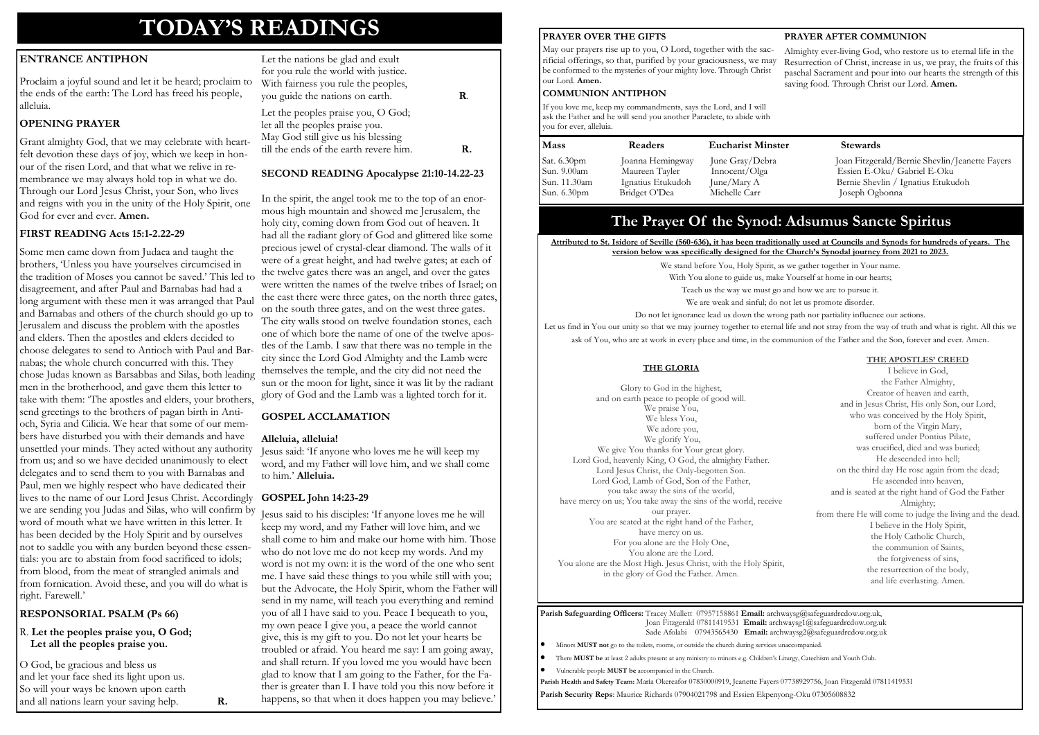# TODAY'S READINGS

## ENTRANCE ANTIPHON

Proclaim a joyful sound and let it be heard; proclaim to the ends of the earth: The Lord has freed his people, alleluia.

## OPENING PRAYER

Grant almighty God, that we may celebrate with heartfelt devotion these days of joy, which we keep in honour of the risen Lord, and that what we relive in remembrance we may always hold top in what we do. Through our Lord Jesus Christ, your Son, who lives and reigns with you in the unity of the Holy Spirit, one God for ever and ever. **Amen.**

## FIRST READING Acts 15:1-2.22-29

Some men came down from Judaea and taught the brothers, 'Unless you have yourselves circumcised in the tradition of Moses you cannot be saved.' This led to disagreement, and after Paul and Barnabas had had a long argument with these men it was arranged that Paul and Barnabas and others of the church should go up to Jerusalem and discuss the problem with the apostles and elders. Then the apostles and elders decided to choose delegates to send to Antioch with Paul and Barnabas; the whole church concurred with this. They chose Judas known as Barsabbas and Silas, both leading men in the brotherhood, and gave them this letter to take with them: 'The apostles and elders, your brothers, send greetings to the brothers of pagan birth in Antioch, Syria and Cilicia. We hear that some of our members have disturbed you with their demands and have unsettled your minds. They acted without any authority from us; and so we have decided unanimously to elect delegates and to send them to you with Barnabas and Paul, men we highly respect who have dedicated their lives to the name of our Lord Jesus Christ. Accordingly we are sending you Judas and Silas, who will confirm by word of mouth what we have written in this letter. It has been decided by the Holy Spirit and by ourselves not to saddle you with any burden beyond these essentials: you are to abstain from food sacrificed to idols; from blood, from the meat of strangled animals and from fornication. Avoid these, and you will do what is right. Farewell.'

## RESPONSORIAL PSALM (Ps 66)

R. **Let the peoples praise you, O God;**
**Let all the peoples praise you.**

O God, be gracious and bless us
and let your face shed its light upon us.
So will your ways be known upon earth
and all nations learn your saving help. **R.**

Let the nations be glad and exult
for you rule the world with justice.
With fairness you rule the peoples,
you guide the nations on earth. **R**.

Let the peoples praise you, O God;
let all the peoples praise you.
May God still give us his blessing
till the ends of the earth revere him. **R.**

## SECOND READING Apocalypse 21:10-14.22-23

In the spirit, the angel took me to the top of an enormous high mountain and showed me Jerusalem, the holy city, coming down from God out of heaven. It had all the radiant glory of God and glittered like some precious jewel of crystal-clear diamond. The walls of it were of a great height, and had twelve gates; at each of the twelve gates there was an angel, and over the gates were written the names of the twelve tribes of Israel; on the east there were three gates, on the north three gates, on the south three gates, and on the west three gates. The city walls stood on twelve foundation stones, each one of which bore the name of one of the twelve apostles of the Lamb. I saw that there was no temple in the city since the Lord God Almighty and the Lamb were themselves the temple, and the city did not need the sun or the moon for light, since it was lit by the radiant glory of God and the Lamb was a lighted torch for it.

## GOSPEL ACCLAMATION

**Alleluia, alleluia!**
Jesus said: 'If anyone who loves me he will keep my word, and my Father will love him, and we shall come to him.' **Alleluia.**

## GOSPEL John 14:23-29

Jesus said to his disciples: 'If anyone loves me he will keep my word, and my Father will love him, and we shall come to him and make our home with him. Those who do not love me do not keep my words. And my word is not my own: it is the word of the one who sent me. I have said these things to you while still with you; but the Advocate, the Holy Spirit, whom the Father will send in my name, will teach you everything and remind you of all I have said to you. Peace I bequeath to you, my own peace I give you, a peace the world cannot give, this is my gift to you. Do not let your hearts be troubled or afraid. You heard me say: I am going away, and shall return. If you loved me you would have been glad to know that I am going to the Father, for the Father is greater than I. I have told you this now before it happens, so that when it does happen you may believe.'

## PRAYER OVER THE GIFTS

May our prayers rise up to you, O Lord, together with the sacrificial offerings, so that, purified by your graciousness, we may be conformed to the mysteries of your mighty love. Through Christ our Lord. **Amen.**

## COMMUNION ANTIPHON

If you love me, keep my commandments, says the Lord, and I will ask the Father and he will send you another Paraclete, to abide with you for ever, alleluia.

## PRAYER AFTER COMMUNION

Almighty ever-living God, who restore us to eternal life in the Resurrection of Christ, increase in us, we pray, the fruits of this paschal Sacrament and pour into our hearts the strength of this saving food. Through Christ our Lord. **Amen.**

| Mass | Readers | Eucharist Minister | Stewards |
|---|---|---|---|
| Sat. 6.30pm | Joanna Hemingway | June Gray/Debra | Joan Fitzgerald/Bernie Shevlin/Jeanette Fayers |
| Sun. 9.00am | Maureen Tayler | Innocent/Olga | Essien E-Oku/ Gabriel E-Oku |
| Sun. 11.30am | Ignatius Etukudoh | June/Mary A | Bernie Shevlin / Ignatius Etukudoh |
| Sun. 6.30pm | Bridget O'Dea | Michelle Carr | Joseph Ogbonna |

# The Prayer Of the Synod: Adsumus Sancte Spiritus

**Attributed to St. Isidore of Seville (560-636), it has been traditionally used at Councils and Synods for hundreds of years. The version below was specifically designed for the Church's Synodal journey from 2021 to 2023.**

We stand before You, Holy Spirit, as we gather together in Your name.
With You alone to guide us, make Yourself at home in our hearts;
Teach us the way we must go and how we are to pursue it.
We are weak and sinful; do not let us promote disorder.
Do not let ignorance lead us down the wrong path nor partiality influence our actions.
Let us find in You our unity so that we may journey together to eternal life and not stray from the way of truth and what is right. All this we ask of You, who are at work in every place and time, in the communion of the Father and the Son, forever and ever. Amen.

### THE GLORIA

Glory to God in the highest,
and on earth peace to people of good will.
We praise You,
We bless You,
We adore you,
We glorify You,
We give You thanks for Your great glory.
Lord God, heavenly King, O God, the almighty Father.
Lord Jesus Christ, the Only-begotten Son.
Lord God, Lamb of God, Son of the Father,
you take away the sins of the world,
have mercy on us; You take away the sins of the world, receive our prayer.
You are seated at the right hand of the Father,
have mercy on us.
For you alone are the Holy One,
You alone are the Lord.
You alone are the Most High. Jesus Christ, with the Holy Spirit,
in the glory of God the Father. Amen.

### THE APOSTLES' CREED

I believe in God,
the Father Almighty,
Creator of heaven and earth,
and in Jesus Christ, His only Son, our Lord,
who was conceived by the Holy Spirit,
born of the Virgin Mary,
suffered under Pontius Pilate,
was crucified, died and was buried;
He descended into hell;
on the third day He rose again from the dead;
He ascended into heaven,
and is seated at the right hand of God the Father Almighty;
from there He will come to judge the living and the dead.
I believe in the Holy Spirit,
the Holy Catholic Church,
the communion of Saints,
the forgiveness of sins,
the resurrection of the body,
and life everlasting. Amen.

**Parish Safeguarding Officers:** Tracey Mullett 07957158861 **Email:** archwaysg@safeguardrcdow.org.uk,
Joan Fitzgerald 07811419531 **Email:** archwaysg1@safeguardrcdow.org.uk
Sade Afolabi 07943565430 **Email:** archwaysg2@safeguardrcdow.org.uk

- Minors **MUST not** go to the toilets, rooms, or outside the church during services unaccompanied.
- There **MUST be** at least 2 adults present at any ministry to minors e.g. Children's Liturgy, Catechism and Youth Club.
- Vulnerable people **MUST be** accompanied in the Church.

**Parish Health and Safety Team:** Maria Okereafor 07830000919, Jeanette Fayers 07738929756, Joan Fitzgerald 07811419531

**Parish Security Reps**: Maurice Richards 07904021798 and Essien Ekpenyong-Oku 07305608832